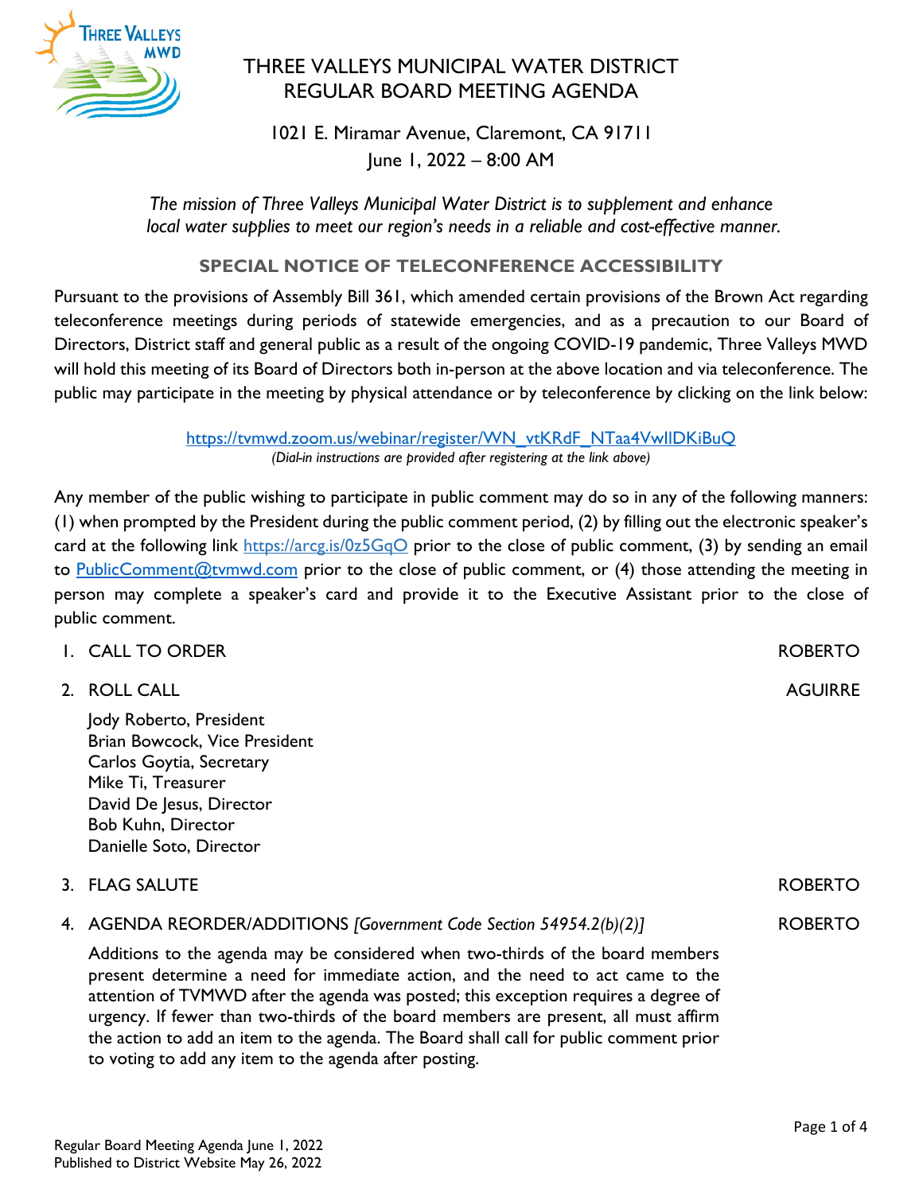# THREE VALLEYS MUNICIPAL WATER DISTRICT
## REGULAR BOARD MEETING AGENDA

1021 E. Miramar Avenue, Claremont, CA 91711
June 1, 2022 – 8:00 AM

*The mission of Three Valleys Municipal Water District is to supplement and enhance local water supplies to meet our region's needs in a reliable and cost-effective manner.*

### SPECIAL NOTICE OF TELECONFERENCE ACCESSIBILITY

Pursuant to the provisions of Assembly Bill 361, which amended certain provisions of the Brown Act regarding teleconference meetings during periods of statewide emergencies, and as a precaution to our Board of Directors, District staff and general public as a result of the ongoing COVID-19 pandemic, Three Valleys MWD will hold this meeting of its Board of Directors both in-person at the above location and via teleconference. The public may participate in the meeting by physical attendance or by teleconference by clicking on the link below:

https://tvmwd.zoom.us/webinar/register/WN_vtKRdF_NTaa4VwIIDKiBuQ
*(Dial-in instructions are provided after registering at the link above)*

Any member of the public wishing to participate in public comment may do so in any of the following manners: (1) when prompted by the President during the public comment period, (2) by filling out the electronic speaker's card at the following link https://arcg.is/0z5GqO prior to the close of public comment, (3) by sending an email to PublicComment@tvmwd.com prior to the close of public comment, or (4) those attending the meeting in person may complete a speaker's card and provide it to the Executive Assistant prior to the close of public comment.

1. CALL TO ORDER — ROBERTO

2. ROLL CALL — AGUIRRE

   Jody Roberto, President
   Brian Bowcock, Vice President
   Carlos Goytia, Secretary
   Mike Ti, Treasurer
   David De Jesus, Director
   Bob Kuhn, Director
   Danielle Soto, Director

3. FLAG SALUTE — ROBERTO

4. AGENDA REORDER/ADDITIONS *[Government Code Section 54954.2(b)(2)]* — ROBERTO

   Additions to the agenda may be considered when two-thirds of the board members present determine a need for immediate action, and the need to act came to the attention of TVMWD after the agenda was posted; this exception requires a degree of urgency. If fewer than two-thirds of the board members are present, all must affirm the action to add an item to the agenda. The Board shall call for public comment prior to voting to add any item to the agenda after posting.

Regular Board Meeting Agenda June 1, 2022
Published to District Website May 26, 2022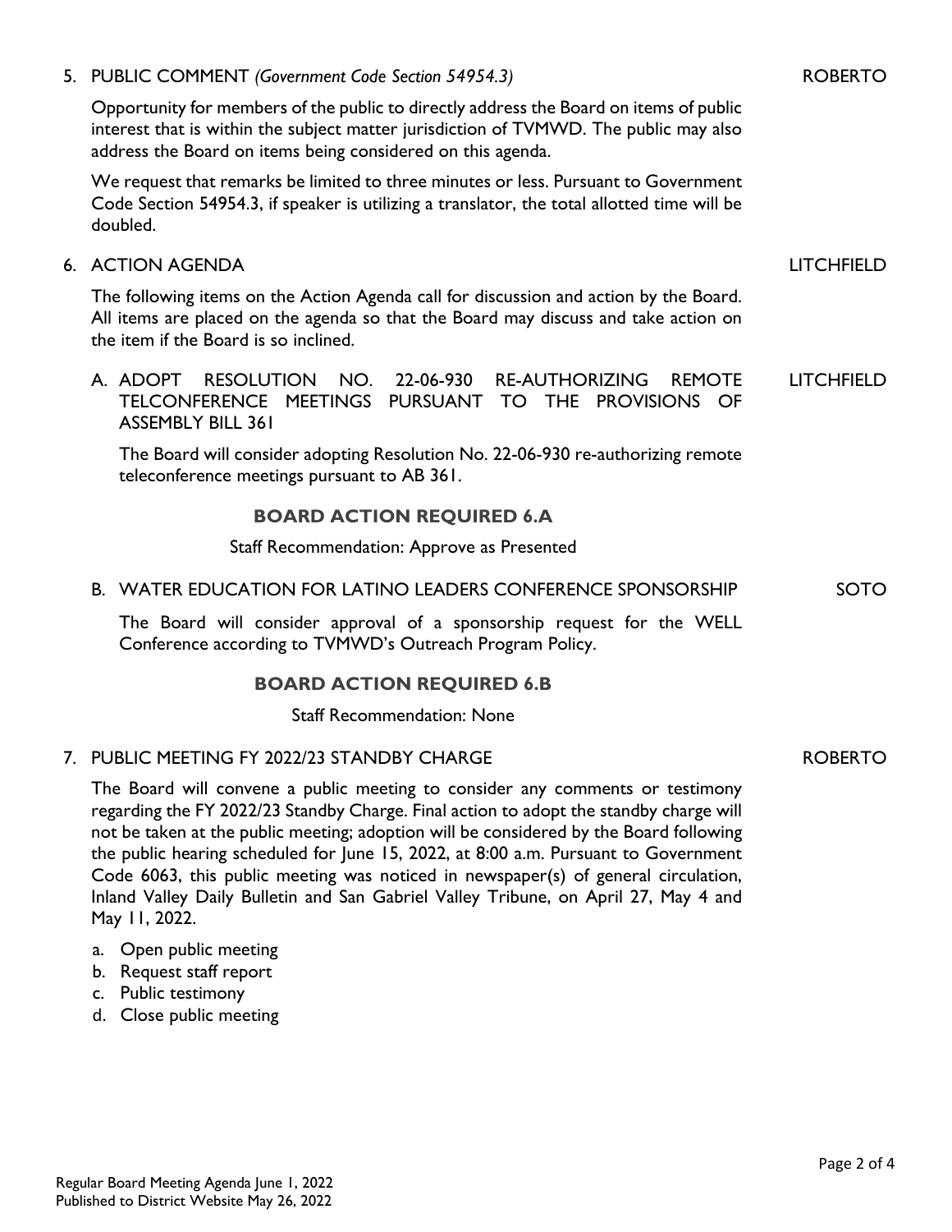5. PUBLIC COMMENT *(Government Code Section 54954.3)* ROBERTO

   Opportunity for members of the public to directly address the Board on items of public interest that is within the subject matter jurisdiction of TVMWD. The public may also address the Board on items being considered on this agenda.

   We request that remarks be limited to three minutes or less. Pursuant to Government Code Section 54954.3, if speaker is utilizing a translator, the total allotted time will be doubled.

6. ACTION AGENDA LITCHFIELD

   The following items on the Action Agenda call for discussion and action by the Board. All items are placed on the agenda so that the Board may discuss and take action on the item if the Board is so inclined.

   A. ADOPT RESOLUTION NO. 22-06-930 RE-AUTHORIZING REMOTE TELCONFERENCE MEETINGS PURSUANT TO THE PROVISIONS OF ASSEMBLY BILL 361 LITCHFIELD

      The Board will consider adopting Resolution No. 22-06-930 re-authorizing remote teleconference meetings pursuant to AB 361.

      **BOARD ACTION REQUIRED 6.A**

      Staff Recommendation: Approve as Presented

   B. WATER EDUCATION FOR LATINO LEADERS CONFERENCE SPONSORSHIP SOTO

      The Board will consider approval of a sponsorship request for the WELL Conference according to TVMWD's Outreach Program Policy.

      **BOARD ACTION REQUIRED 6.B**

      Staff Recommendation: None

7. PUBLIC MEETING FY 2022/23 STANDBY CHARGE ROBERTO

   The Board will convene a public meeting to consider any comments or testimony regarding the FY 2022/23 Standby Charge. Final action to adopt the standby charge will not be taken at the public meeting; adoption will be considered by the Board following the public hearing scheduled for June 15, 2022, at 8:00 a.m. Pursuant to Government Code 6063, this public meeting was noticed in newspaper(s) of general circulation, Inland Valley Daily Bulletin and San Gabriel Valley Tribune, on April 27, May 4 and May 11, 2022.

   a. Open public meeting
   b. Request staff report
   c. Public testimony
   d. Close public meeting

Regular Board Meeting Agenda June 1, 2022
Published to District Website May 26, 2022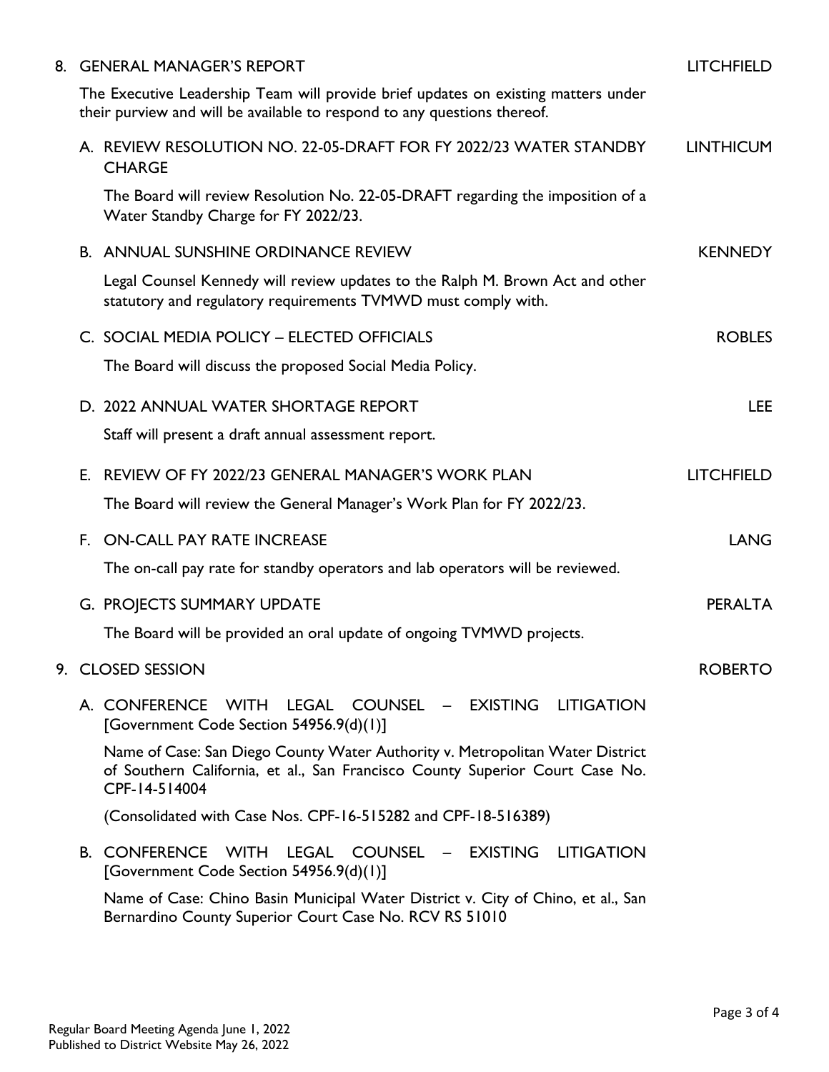8. GENERAL MANAGER'S REPORT — LITCHFIELD

   The Executive Leadership Team will provide brief updates on existing matters under their purview and will be available to respond to any questions thereof.

   A. REVIEW RESOLUTION NO. 22-05-DRAFT FOR FY 2022/23 WATER STANDBY CHARGE — LINTHICUM

      The Board will review Resolution No. 22-05-DRAFT regarding the imposition of a Water Standby Charge for FY 2022/23.

   B. ANNUAL SUNSHINE ORDINANCE REVIEW — KENNEDY

      Legal Counsel Kennedy will review updates to the Ralph M. Brown Act and other statutory and regulatory requirements TVMWD must comply with.

   C. SOCIAL MEDIA POLICY – ELECTED OFFICIALS — ROBLES

      The Board will discuss the proposed Social Media Policy.

   D. 2022 ANNUAL WATER SHORTAGE REPORT — LEE

      Staff will present a draft annual assessment report.

   E. REVIEW OF FY 2022/23 GENERAL MANAGER'S WORK PLAN — LITCHFIELD

      The Board will review the General Manager's Work Plan for FY 2022/23.

   F. ON-CALL PAY RATE INCREASE — LANG

      The on-call pay rate for standby operators and lab operators will be reviewed.

   G. PROJECTS SUMMARY UPDATE — PERALTA

      The Board will be provided an oral update of ongoing TVMWD projects.

9. CLOSED SESSION — ROBERTO

   A. CONFERENCE WITH LEGAL COUNSEL – EXISTING LITIGATION [Government Code Section 54956.9(d)(1)]

      Name of Case: San Diego County Water Authority v. Metropolitan Water District of Southern California, et al., San Francisco County Superior Court Case No. CPF-14-514004

      (Consolidated with Case Nos. CPF-16-515282 and CPF-18-516389)

   B. CONFERENCE WITH LEGAL COUNSEL – EXISTING LITIGATION [Government Code Section 54956.9(d)(1)]

      Name of Case: Chino Basin Municipal Water District v. City of Chino, et al., San Bernardino County Superior Court Case No. RCV RS 51010

Regular Board Meeting Agenda June 1, 2022
Published to District Website May 26, 2022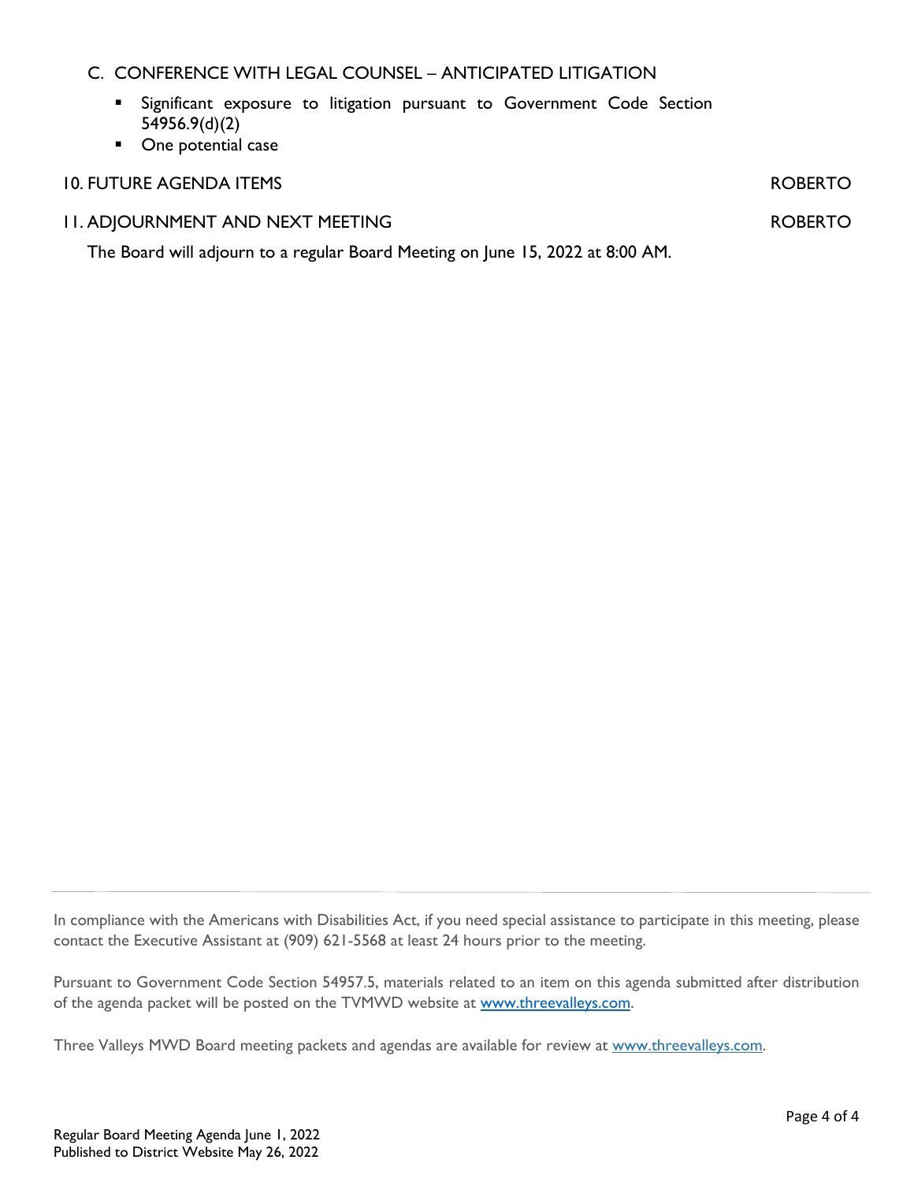C. CONFERENCE WITH LEGAL COUNSEL – ANTICIPATED LITIGATION

- Significant exposure to litigation pursuant to Government Code Section 54956.9(d)(2)
- One potential case

10. FUTURE AGENDA ITEMS ROBERTO

11. ADJOURNMENT AND NEXT MEETING ROBERTO

The Board will adjourn to a regular Board Meeting on June 15, 2022 at 8:00 AM.

---

In compliance with the Americans with Disabilities Act, if you need special assistance to participate in this meeting, please contact the Executive Assistant at (909) 621-5568 at least 24 hours prior to the meeting.

Pursuant to Government Code Section 54957.5, materials related to an item on this agenda submitted after distribution of the agenda packet will be posted on the TVMWD website at www.threevalleys.com.

Three Valleys MWD Board meeting packets and agendas are available for review at www.threevalleys.com.

Regular Board Meeting Agenda June 1, 2022
Published to District Website May 26, 2022